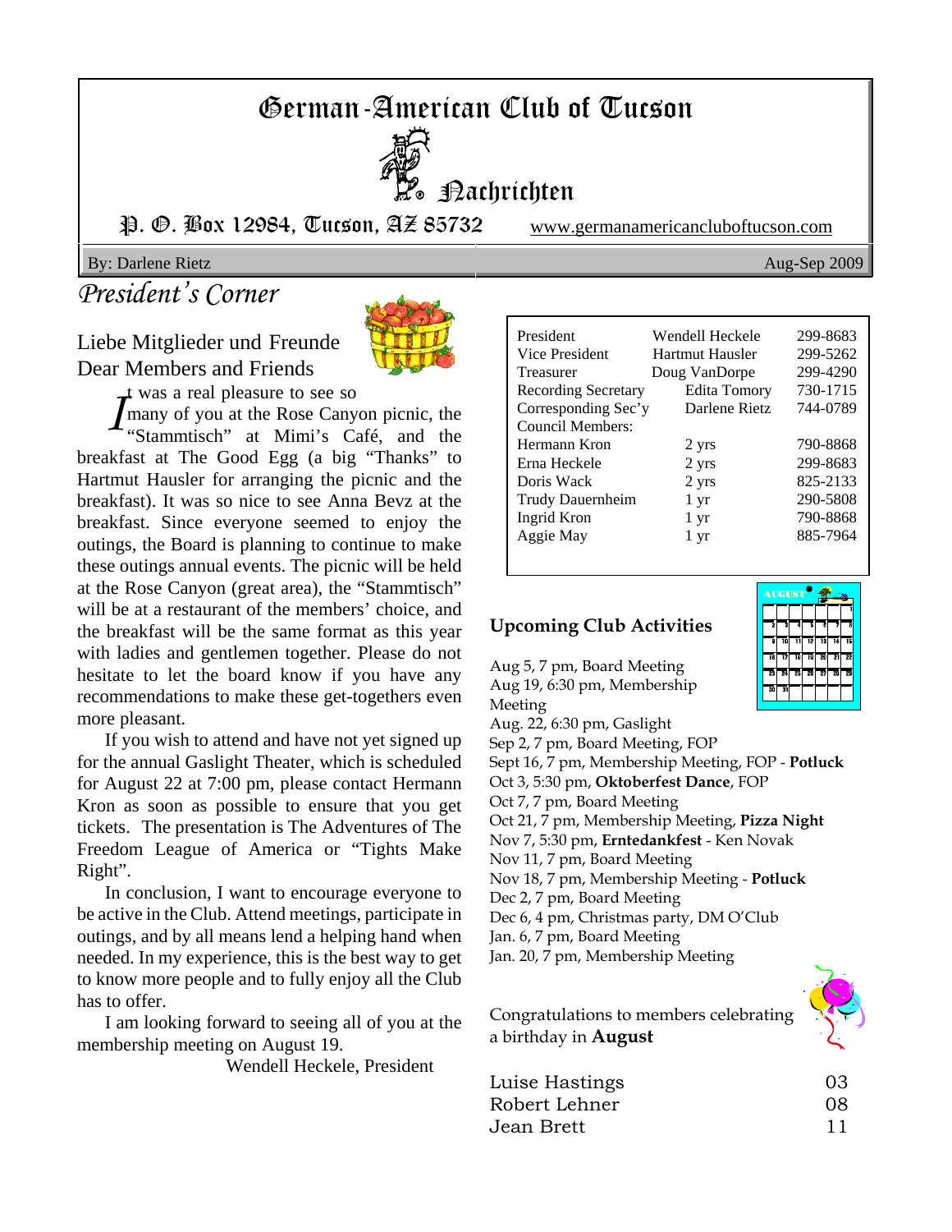# German-American Club of Tucson

## Nachrichten

P. O. Box 12984, Tucson, AZ 85732 www.germanamericancluboftucson.com

By: Darlene Rietz Aug-Sep 2009

## President's Corner

Liebe Mitglieder und Freunde
Dear Members and Friends

It was a real pleasure to see so many of you at the Rose Canyon picnic, the "Stammtisch" at Mimi's Café, and the breakfast at The Good Egg (a big "Thanks" to Hartmut Hausler for arranging the picnic and the breakfast). It was so nice to see Anna Bevz at the breakfast. Since everyone seemed to enjoy the outings, the Board is planning to continue to make these outings annual events. The picnic will be held at the Rose Canyon (great area), the "Stammtisch" will be at a restaurant of the members' choice, and the breakfast will be the same format as this year with ladies and gentlemen together. Please do not hesitate to let the board know if you have any recommendations to make these get-togethers even more pleasant.

If you wish to attend and have not yet signed up for the annual Gaslight Theater, which is scheduled for August 22 at 7:00 pm, please contact Hermann Kron as soon as possible to ensure that you get tickets. The presentation is The Adventures of The Freedom League of America or "Tights Make Right".

In conclusion, I want to encourage everyone to be active in the Club. Attend meetings, participate in outings, and by all means lend a helping hand when needed. In my experience, this is the best way to get to know more people and to fully enjoy all the Club has to offer.

I am looking forward to seeing all of you at the membership meeting on August 19.

Wendell Heckele, President

| | | |
|---|---|---|
| President | Wendell Heckele | 299-8683 |
| Vice President | Hartmut Hausler | 299-5262 |
| Treasurer | Doug VanDorpe | 299-4290 |
| Recording Secretary | Edita Tomory | 730-1715 |
| Corresponding Sec'y | Darlene Rietz | 744-0789 |
| Council Members: | | |
| Hermann Kron | 2 yrs | 790-8868 |
| Erna Heckele | 2 yrs | 299-8683 |
| Doris Wack | 2 yrs | 825-2133 |
| Trudy Dauernheim | 1 yr | 290-5808 |
| Ingrid Kron | 1 yr | 790-8868 |
| Aggie May | 1 yr | 885-7964 |

### Upcoming Club Activities

Aug 5, 7 pm, Board Meeting
Aug 19, 6:30 pm, Membership Meeting
Aug. 22, 6:30 pm, Gaslight
Sep 2, 7 pm, Board Meeting, FOP
Sept 16, 7 pm, Membership Meeting, FOP - **Potluck**
Oct 3, 5:30 pm, **Oktoberfest Dance**, FOP
Oct 7, 7 pm, Board Meeting
Oct 21, 7 pm, Membership Meeting, **Pizza Night**
Nov 7, 5:30 pm, **Erntedankfest** - Ken Novak
Nov 11, 7 pm, Board Meeting
Nov 18, 7 pm, Membership Meeting - **Potluck**
Dec 2, 7 pm, Board Meeting
Dec 6, 4 pm, Christmas party, DM O'Club
Jan. 6, 7 pm, Board Meeting
Jan. 20, 7 pm, Membership Meeting

Congratulations to members celebrating a birthday in **August**

| | |
|---|---|
| Luise Hastings | 03 |
| Robert Lehner | 08 |
| Jean Brett | 11 |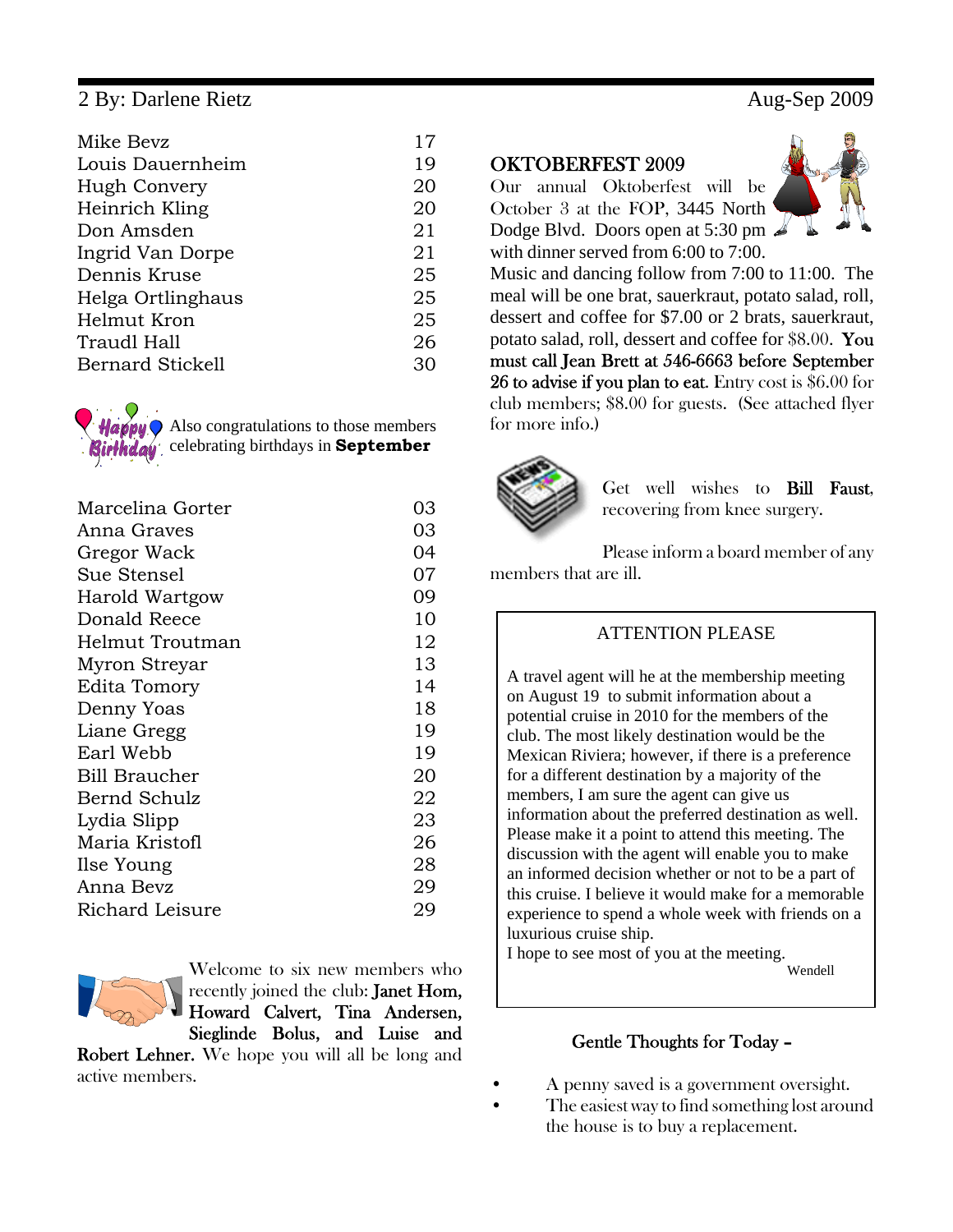| | |
|---|---|
| Mike Bevz | 17 |
| Louis Dauernheim | 19 |
| Hugh Convery | 20 |
| Heinrich Kling | 20 |
| Don Amsden | 21 |
| Ingrid Van Dorpe | 21 |
| Dennis Kruse | 25 |
| Helga Ortlinghaus | 25 |
| Helmut Kron | 25 |
| Traudl Hall | 26 |
| Bernard Stickell | 30 |

Also congratulations to those members celebrating birthdays in **September**

| | |
|---|---|
| Marcelina Gorter | 03 |
| Anna Graves | 03 |
| Gregor Wack | 04 |
| Sue Stensel | 07 |
| Harold Wartgow | 09 |
| Donald Reece | 10 |
| Helmut Troutman | 12 |
| Myron Streyar | 13 |
| Edita Tomory | 14 |
| Denny Yoas | 18 |
| Liane Gregg | 19 |
| Earl Webb | 19 |
| Bill Braucher | 20 |
| Bernd Schulz | 22 |
| Lydia Slipp | 23 |
| Maria Kristofl | 26 |
| Ilse Young | 28 |
| Anna Bevz | 29 |
| Richard Leisure | 29 |

Welcome to six new members who recently joined the club: **Janet Hom, Howard Calvert, Tina Andersen, Sieglinde Bolus, and Luise and Robert Lehner.** We hope you will all be long and active members.

## OKTOBERFEST 2009

Our annual Oktoberfest will be October 3 at the FOP, 3445 North Dodge Blvd. Doors open at 5:30 pm with dinner served from 6:00 to 7:00. Music and dancing follow from 7:00 to 11:00. The meal will be one brat, sauerkraut, potato salad, roll, dessert and coffee for $7.00 or 2 brats, sauerkraut, potato salad, roll, dessert and coffee for $8.00. **You must call Jean Brett at 546-6663 before September 26 to advise if you plan to eat.** Entry cost is $6.00 for club members; $8.00 for guests. (See attached flyer for more info.)

Get well wishes to **Bill Faust**, recovering from knee surgery.

Please inform a board member of any members that are ill.

### ATTENTION PLEASE

A travel agent will he at the membership meeting on August 19 to submit information about a potential cruise in 2010 for the members of the club. The most likely destination would be the Mexican Riviera; however, if there is a preference for a different destination by a majority of the members, I am sure the agent can give us information about the preferred destination as well. Please make it a point to attend this meeting. The discussion with the agent will enable you to make an informed decision whether or not to be a part of this cruise. I believe it would make for a memorable experience to spend a whole week with friends on a luxurious cruise ship.
I hope to see most of you at the meeting.

Wendell

### Gentle Thoughts for Today –

- A penny saved is a government oversight.
- The easiest way to find something lost around the house is to buy a replacement.